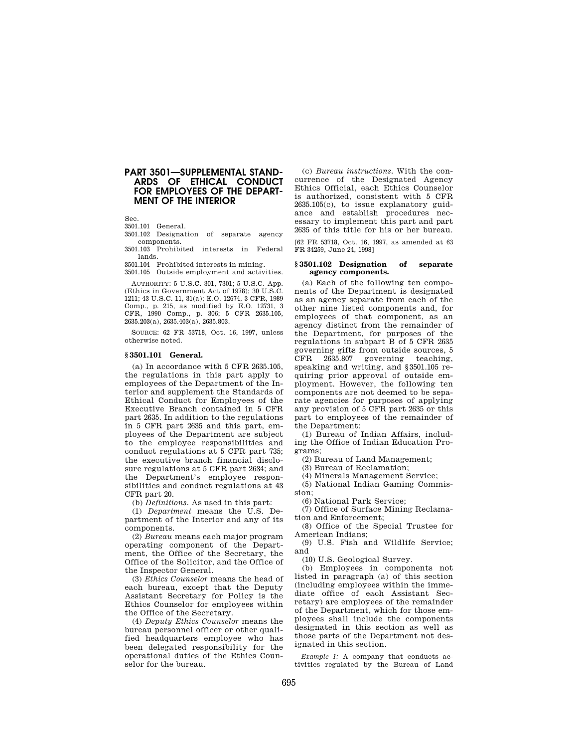# PART 3501—SUPPLEMENTAL STANDARDS OF ETHICAL CONDUCT FOR EMPLOYEES OF THE DEPARTMENT OF THE INTERIOR

Sec.
3501.101 General.
3501.102 Designation of separate agency components.
3501.103 Prohibited interests in Federal lands.
3501.104 Prohibited interests in mining.
3501.105 Outside employment and activities.

AUTHORITY: 5 U.S.C. 301, 7301; 5 U.S.C. App. (Ethics in Government Act of 1978); 30 U.S.C. 1211; 43 U.S.C. 11, 31(a); E.O. 12674, 3 CFR, 1989 Comp., p. 215, as modified by E.O. 12731, 3 CFR, 1990 Comp., p. 306; 5 CFR 2635.105, 2635.203(a), 2635.403(a), 2635.803.

SOURCE: 62 FR 53718, Oct. 16, 1997, unless otherwise noted.

## § 3501.101 General.

(a) In accordance with 5 CFR 2635.105, the regulations in this part apply to employees of the Department of the Interior and supplement the Standards of Ethical Conduct for Employees of the Executive Branch contained in 5 CFR part 2635. In addition to the regulations in 5 CFR part 2635 and this part, employees of the Department are subject to the employee responsibilities and conduct regulations at 5 CFR part 735; the executive branch financial disclosure regulations at 5 CFR part 2634; and the Department's employee responsibilities and conduct regulations at 43 CFR part 20.

(b) *Definitions.* As used in this part:

(1) *Department* means the U.S. Department of the Interior and any of its components.

(2) *Bureau* means each major program operating component of the Department, the Office of the Secretary, the Office of the Solicitor, and the Office of the Inspector General.

(3) *Ethics Counselor* means the head of each bureau, except that the Deputy Assistant Secretary for Policy is the Ethics Counselor for employees within the Office of the Secretary.

(4) *Deputy Ethics Counselor* means the bureau personnel officer or other qualified headquarters employee who has been delegated responsibility for the operational duties of the Ethics Counselor for the bureau.

(c) *Bureau instructions.* With the concurrence of the Designated Agency Ethics Official, each Ethics Counselor is authorized, consistent with 5 CFR 2635.105(c), to issue explanatory guidance and establish procedures necessary to implement this part and part 2635 of this title for his or her bureau.

[62 FR 53718, Oct. 16, 1997, as amended at 63 FR 34259, June 24, 1998]

## § 3501.102 Designation of separate agency components.

(a) Each of the following ten components of the Department is designated as an agency separate from each of the other nine listed components and, for employees of that component, as an agency distinct from the remainder of the Department, for purposes of the regulations in subpart B of 5 CFR 2635 governing gifts from outside sources, 5 CFR 2635.807 governing teaching, speaking and writing, and § 3501.105 requiring prior approval of outside employment. However, the following ten components are not deemed to be separate agencies for purposes of applying any provision of 5 CFR part 2635 or this part to employees of the remainder of the Department:

(1) Bureau of Indian Affairs, including the Office of Indian Education Programs;

(2) Bureau of Land Management;

(3) Bureau of Reclamation;

(4) Minerals Management Service;

(5) National Indian Gaming Commission;

(6) National Park Service;

(7) Office of Surface Mining Reclamation and Enforcement;

(8) Office of the Special Trustee for American Indians;

(9) U.S. Fish and Wildlife Service; and

(10) U.S. Geological Survey.

(b) Employees in components not listed in paragraph (a) of this section (including employees within the immediate office of each Assistant Secretary) are employees of the remainder of the Department, which for those employees shall include the components designated in this section as well as those parts of the Department not designated in this section.

*Example 1:* A company that conducts activities regulated by the Bureau of Land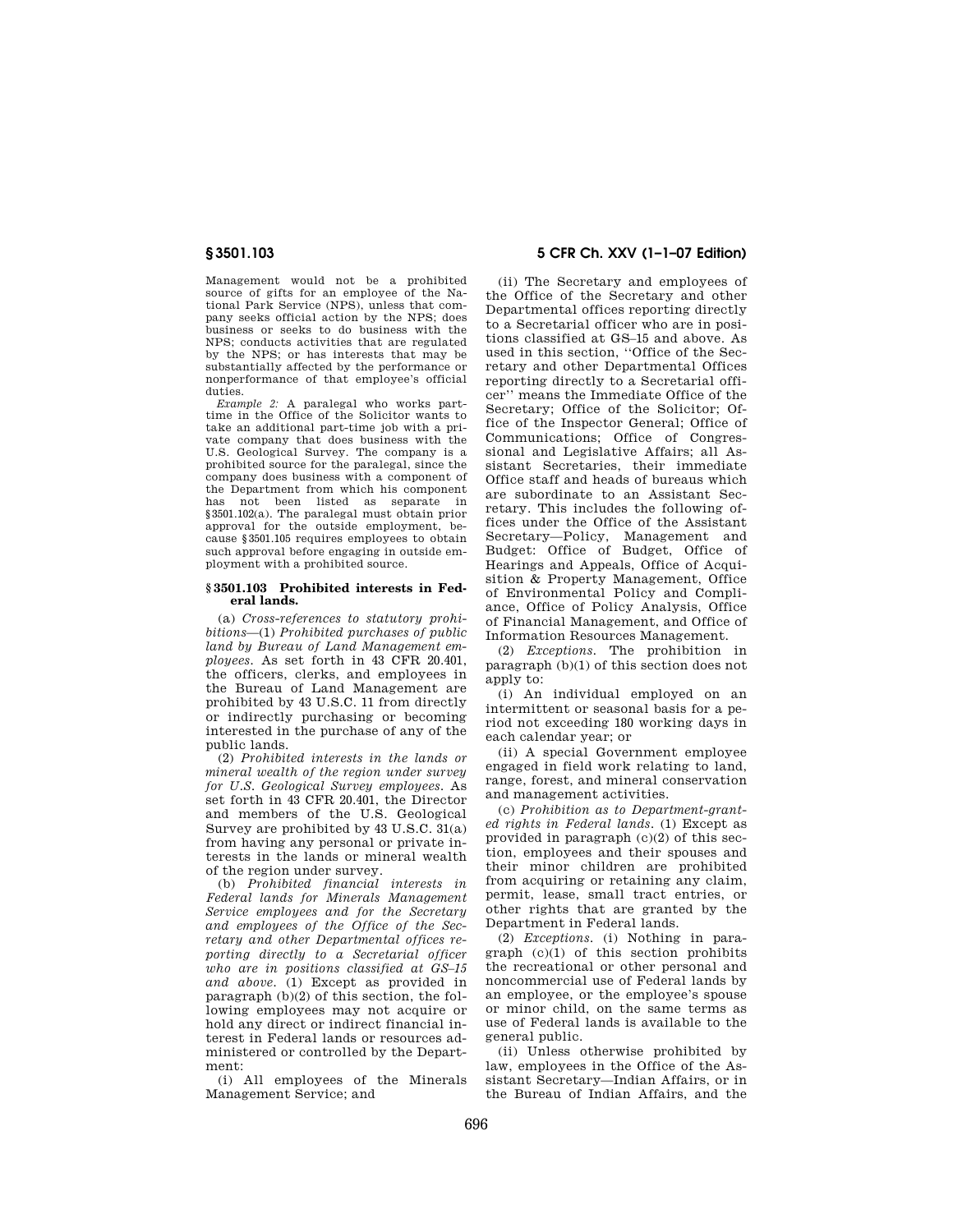Management would not be a prohibited source of gifts for an employee of the National Park Service (NPS), unless that company seeks official action by the NPS; does business or seeks to do business with the NPS; conducts activities that are regulated by the NPS; or has interests that may be substantially affected by the performance or nonperformance of that employee's official duties.

*Example 2:* A paralegal who works part-time in the Office of the Solicitor wants to take an additional part-time job with a private company that does business with the U.S. Geological Survey. The company is a prohibited source for the paralegal, since the company does business with a component of the Department from which his component has not been listed as separate in §3501.102(a). The paralegal must obtain prior approval for the outside employment, because §3501.105 requires employees to obtain such approval before engaging in outside employment with a prohibited source.

### §3501.103 Prohibited interests in Federal lands.

(a) *Cross-references to statutory prohibitions*—(1) *Prohibited purchases of public land by Bureau of Land Management employees.* As set forth in 43 CFR 20.401, the officers, clerks, and employees in the Bureau of Land Management are prohibited by 43 U.S.C. 11 from directly or indirectly purchasing or becoming interested in the purchase of any of the public lands.

(2) *Prohibited interests in the lands or mineral wealth of the region under survey for U.S. Geological Survey employees.* As set forth in 43 CFR 20.401, the Director and members of the U.S. Geological Survey are prohibited by 43 U.S.C. 31(a) from having any personal or private interests in the lands or mineral wealth of the region under survey.

(b) *Prohibited financial interests in Federal lands for Minerals Management Service employees and for the Secretary and employees of the Office of the Secretary and other Departmental offices reporting directly to a Secretarial officer who are in positions classified at GS–15 and above.* (1) Except as provided in paragraph (b)(2) of this section, the following employees may not acquire or hold any direct or indirect financial interest in Federal lands or resources administered or controlled by the Department:

(i) All employees of the Minerals Management Service; and

(ii) The Secretary and employees of the Office of the Secretary and other Departmental offices reporting directly to a Secretarial officer who are in positions classified at GS–15 and above. As used in this section, ''Office of the Secretary and other Departmental Offices reporting directly to a Secretarial officer'' means the Immediate Office of the Secretary; Office of the Solicitor; Office of the Inspector General; Office of Communications; Office of Congressional and Legislative Affairs; all Assistant Secretaries, their immediate Office staff and heads of bureaus which are subordinate to an Assistant Secretary. This includes the following offices under the Office of the Assistant Secretary—Policy, Management and Budget: Office of Budget, Office of Hearings and Appeals, Office of Acquisition & Property Management, Office of Environmental Policy and Compliance, Office of Policy Analysis, Office of Financial Management, and Office of Information Resources Management.

(2) *Exceptions.* The prohibition in paragraph (b)(1) of this section does not apply to:

(i) An individual employed on an intermittent or seasonal basis for a period not exceeding 180 working days in each calendar year; or

(ii) A special Government employee engaged in field work relating to land, range, forest, and mineral conservation and management activities.

(c) *Prohibition as to Department-granted rights in Federal lands.* (1) Except as provided in paragraph (c)(2) of this section, employees and their spouses and their minor children are prohibited from acquiring or retaining any claim, permit, lease, small tract entries, or other rights that are granted by the Department in Federal lands.

(2) *Exceptions.* (i) Nothing in paragraph (c)(1) of this section prohibits the recreational or other personal and noncommercial use of Federal lands by an employee, or the employee's spouse or minor child, on the same terms as use of Federal lands is available to the general public.

(ii) Unless otherwise prohibited by law, employees in the Office of the Assistant Secretary—Indian Affairs, or in the Bureau of Indian Affairs, and the